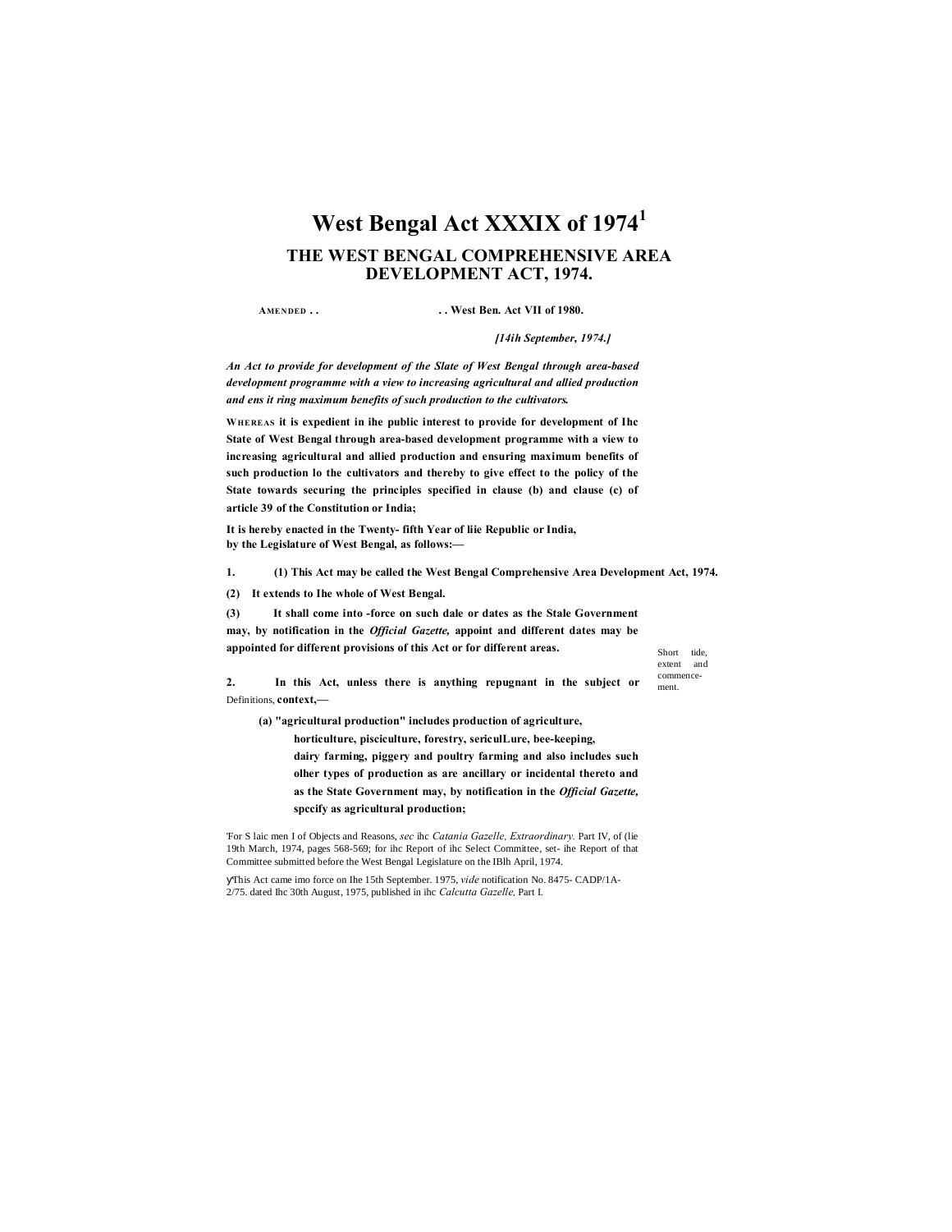# West Bengal Act XXXIX of 1974[1]

## THE WEST BENGAL COMPREHENSIVE AREA DEVELOPMENT ACT, 1974.

AMENDED . . . . West Ben. Act VII of 1980.

*[14ih September, 1974.]*

***An Act to provide for development of the Slate of West Bengal through area-based development programme with a view to increasing agricultural and allied production and ens it ring maximum benefits of such production to the cultivators.***

**WHEREAS it is expedient in ihe public interest to provide for development of Ihc State of West Bengal through area-based development programme with a view to increasing agricultural and allied production and ensuring maximum benefits of such production lo the cultivators and thereby to give effect to the policy of the State towards securing the principles specified in clause (b) and clause (c) of article 39 of the Constitution or India;**

**It is hereby enacted in the Twenty- fifth Year of liie Republic or India, by the Legislature of West Bengal, as follows:—**

Short tide, extent and commencement.

**1. (1) This Act may be called the West Bengal Comprehensive Area Development Act, 1974.**

**(2) It extends to Ihe whole of West Bengal.**

**(3) It shall come into -force on such dale or dates as the Stale Government may, by notification in the *Official Gazette,* appoint and different dates may be appointed for different provisions of this Act or for different areas.**

Definitions.

**2. In this Act, unless there is anything repugnant in the subject or context,—**

**(a) "agricultural production" includes production of agriculture, horticulture, pisciculture, forestry, sericulLure, bee-keeping, dairy farming, piggery and poultry farming and also includes such olher types of production as are ancillary or incidental thereto and as the State Government may, by notification in the *Official Gazette,* spccify as agricultural production;**

'For S laic men I of Objects and Reasons, *sec* ihc *Catania Gazelle, Extraordinary.* Part IV, of (lie 19th March, 1974, pages 568-569; for ihc Report of ihc Select Committee, set- ihe Report of that Committee submitted before the West Bengal Legislature on the IBlh April, 1974.

ɣThis Act came imo force on Ihe 15th September. 1975, *vide* notification No. 8475- CADP/1A-2/75. dated Ihc 30th August, 1975, published in ihc *Calcutta Gazelle,* Part I.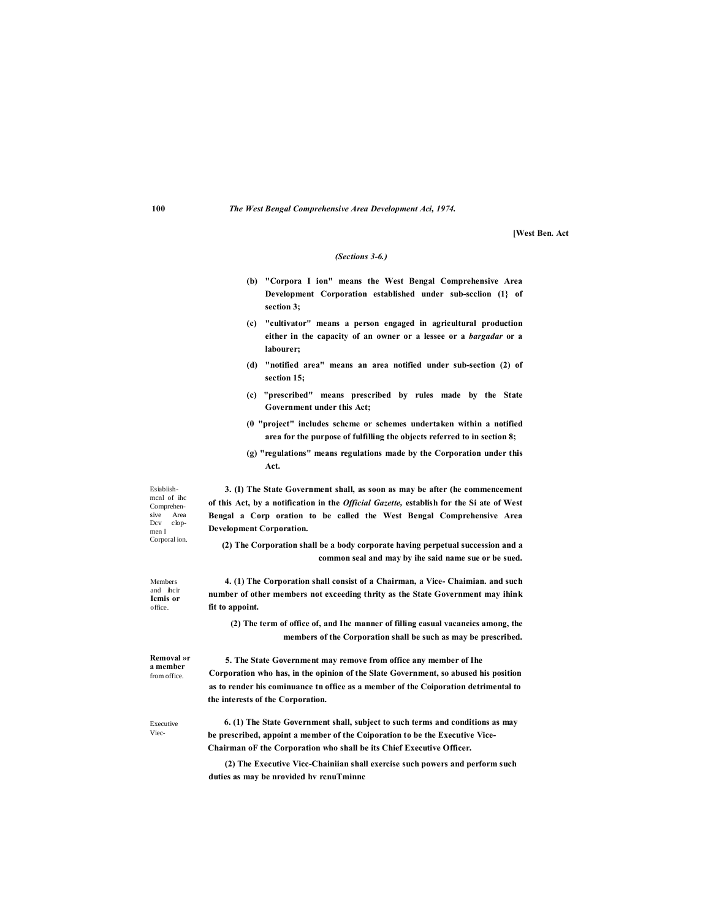[West Ben. Act

*(Sections 3-6.)*

**(b) "Corpora I ion" means the West Bengal Comprehensive Area Development Corporation established under sub-scclion (1} of section 3;**

**(c) "cultivator" means a person engaged in agricultural production either in the capacity of an owner or a lessee or a *bargadar* or a labourer;**

**(d) "notified area" means an area notified under sub-section (2) of section 15;**

**(c) "prescribed" means prescribed by rules made by the State Government under this Act;**

**(0 "project" includes schcme or schemes undertaken within a notified area for the purpose of fulfilling the objects referred to in section 8;**

**(g) "regulations" means regulations made by the Corporation under this Act.**

Esiabiish-mcnl of ihc Comprehensive Area Dcv clop-men I Corporal ion.

**3. (I) The State Government shall, as soon as may be after (he commencement of this Act, by a notification in the *Official Gazette,* establish for the Si ate of West Bengal a Corp oration to be called the West Bengal Comprehensive Area Development Corporation.**

**(2) The Corporation shall be a body corporate having perpetual succession and a common seal and may by ihe said name sue or be sued.**

Members and ihcir **Icmis or** office.

**4. (1) The Corporation shall consist of a Chairman, a Vice- Chaimian. and such number of other members not exceeding thrity as the State Government may ihink fit to appoint.**

**(2) The term of office of, and Ihc manner of filling casual vacancics among, the members of the Corporation shall be such as may be prescribed.**

**Removal »r a member** from office.

**5. The State Government may remove from office any member of Ihe Corporation who has, in the opinion of the Slate Government, so abused his position as to render his cominuance tn office as a member of the Coiporation detrimental to the interests of the Corporation.**

Executive Viec-

**6. (1) The State Government shall, subject to such terms and conditions as may be prescribed, appoint a member of the Coiporation to be the Executive Vice-Chairman oF the Corporation who shall be its Chief Executive Officer.**

**(2) The Executive Vicc-Chainiian shall exercise such powers and perform such duties as may be nrovided hv rcnuTminnc**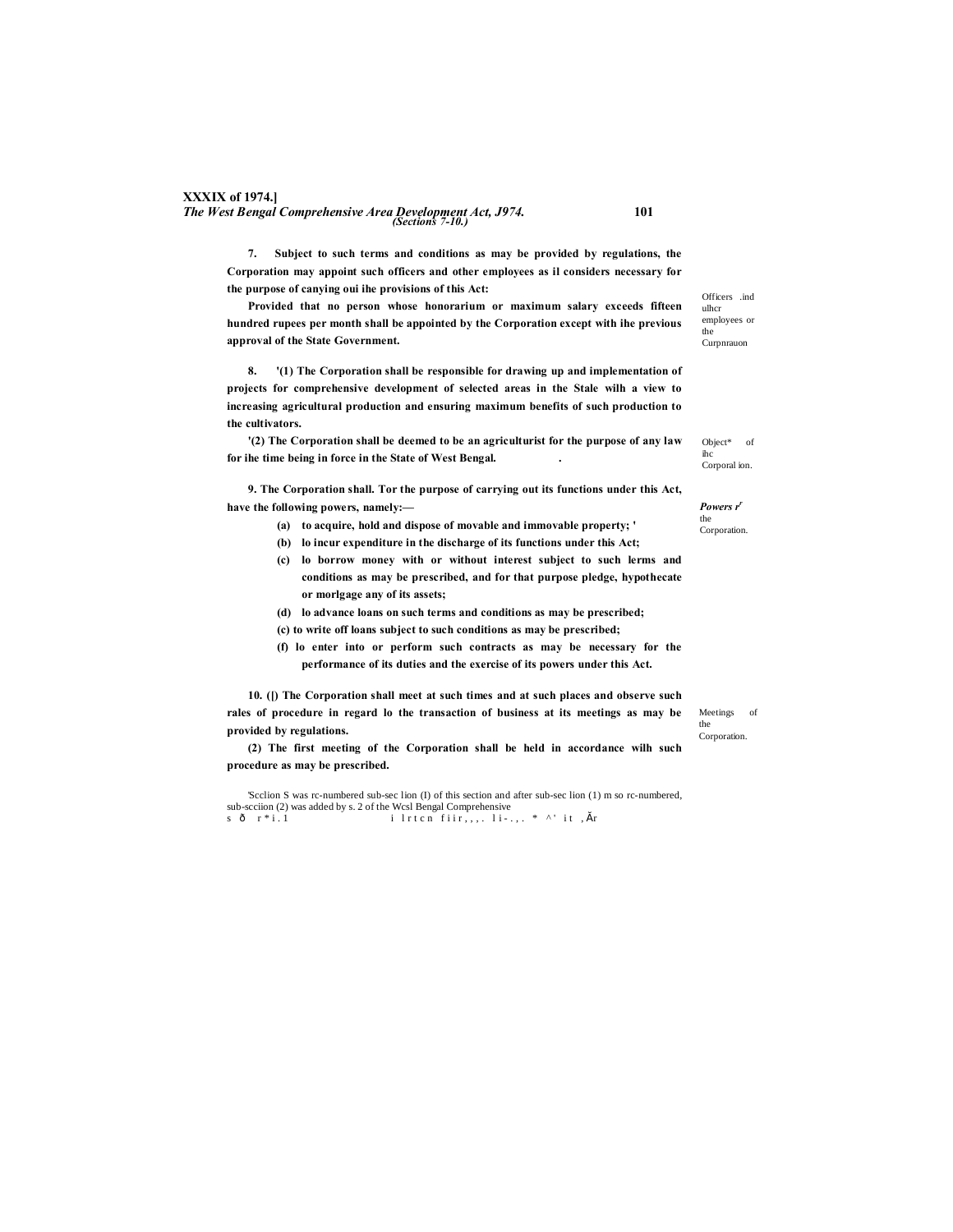7. Subject to such terms and conditions as may be provided by regulations, the Corporation may appoint such officers and other employees as il considers necessary for the purpose of canying oui ihe provisions of this Act:

*Officers .ind ulhcr employees or the Curpnrauon*

Provided that no person whose honorarium or maximum salary exceeds fifteen hundred rupees per month shall be appointed by the Corporation except with ihe previous approval of the State Government.

8. '(1) The Corporation shall be responsible for drawing up and implementation of projects for comprehensive development of selected areas in the Stale wilh a view to increasing agricultural production and ensuring maximum benefits of such production to the cultivators.

*Object* of ihc Corporal ion.*

'(2) The Corporation shall be deemed to be an agriculturist for the purpose of any law for ihe time being in force in the State of West Bengal.

9. The Corporation shall. Tor the purpose of carrying out its functions under this Act, have the following powers, namely:—

*Powers r the Corporation.*

- (a) to acquire, hold and dispose of movable and immovable property; '
- (b) lo incur expenditure in the discharge of its functions under this Act;
- (c) lo borrow money with or without interest subject to such lerms and conditions as may be prescribed, and for that purpose pledge, hypothecate or morlgage any of its assets;
- (d) lo advance loans on such terms and conditions as may be prescribed;
- (c) to write off loans subject to such conditions as may be prescribed;
- (f) lo enter into or perform such contracts as may be necessary for the performance of its duties and the exercise of its powers under this Act.

10. (|) The Corporation shall meet at such times and at such places and observe such rales of procedure in regard lo the transaction of business at its meetings as may be provided by regulations.

*Meetings of the Corporation.*

(2) The first meeting of the Corporation shall be held in accordance wilh such procedure as may be prescribed.

'Scclion S was rc-numbered sub-sec lion (I) of this section and after sub-sec lion (1) m so rc-numbered, sub-scciion (2) was added by s. 2 of the Wcsl Bengal Comprehensive s ð r*i.1 i lrtcn fiir,,,. li-.,. * ^' it ,Ăr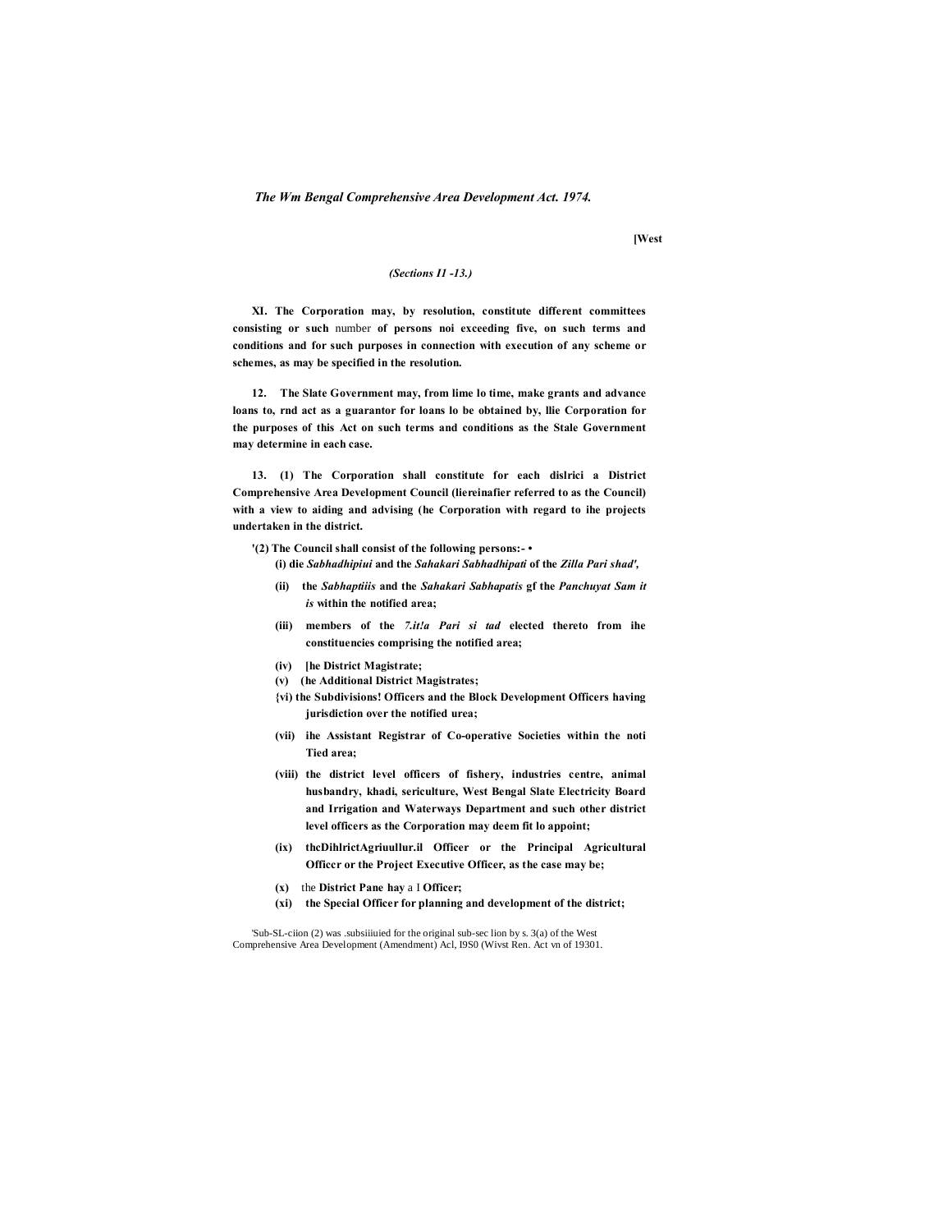*(Sections I1 -13.)*

**XI. The Corporation may, by resolution, constitute different committees consisting or such** number **of persons noi exceeding five, on such terms and conditions and for such purposes in connection with execution of any scheme or schemes, as may be specified in the resolution.**

**12. The Slate Government may, from lime lo time, make grants and advance loans to, rnd act as a guarantor for loans lo be obtained by, llie Corporation for the purposes of this Act on such terms and conditions as the Stale Government may determine in each case.**

**13. (1) The Corporation shall constitute for each dislrici a District Comprehensive Area Development Council (liereinafier referred to as the Council) with a view to aiding and advising (he Corporation with regard to ihe projects undertaken in the district.**

**'(2) The Council shall consist of the following persons:- •**

**(i) die *Sabhadhipiui* and the *Sahakari Sabhadhipati* of the *Zilla Pari shad',***

**(ii) the *Sabhaptiiis* and the *Sahakari Sabhapatis* gf the *Panchuyat Sam it is* within the notified area;**

**(iii) members of the *7.it!a Pari si tad* elected thereto from ihe constituencies comprising the notified area;**

**(iv) [he District Magistrate;**

**(v) (he Additional District Magistrates;**

**{vi) the Subdivisions! Officers and the Block Development Officers having jurisdiction over the notified urea;**

**(vii) ihe Assistant Registrar of Co-operative Societies within the noti Tied area;**

**(viii) the district level officers of fishery, industries centre, animal husbandry, khadi, sericulture, West Bengal Slate Electricity Board and Irrigation and Waterways Department and such other district level officers as the Corporation may deem fit lo appoint;**

**(ix) thcDihlrictAgriuullur.il Officer or the Principal Agricultural Officcr or the Project Executive Officer, as the case may be;**

**(x)** the **District Pane hay** a I **Officer;**

**(xi) the Special Officer for planning and development of the district;**

'Sub-SL-ciion (2) was .subsiiiuied for the original sub-sec lion by s. 3(a) of the West Comprehensive Area Development (Amendment) Acl, I9S0 (Wivst Ren. Act vn of 19301.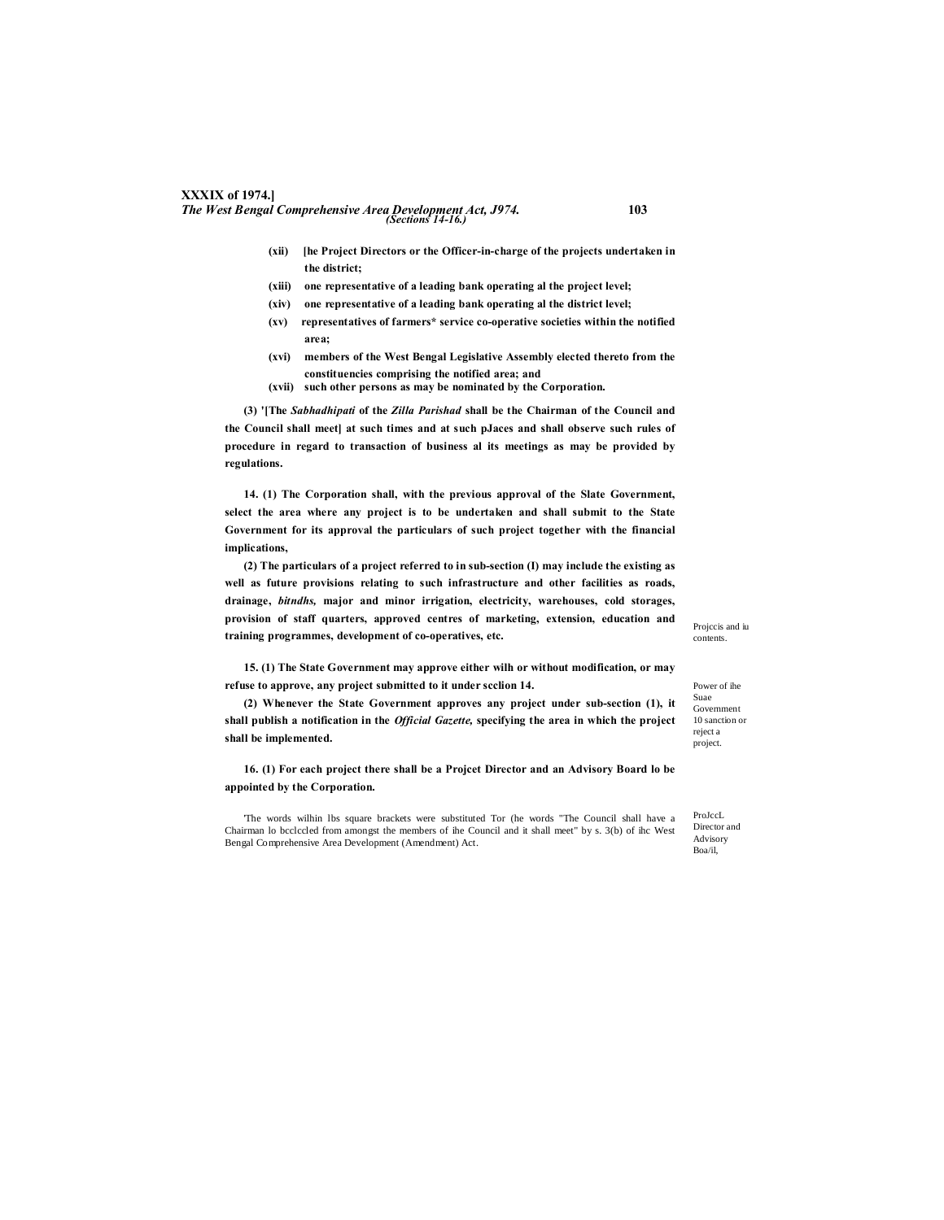(xii) [he Project Directors or the Officer-in-charge of the projects undertaken in the district;

(xiii) one representative of a leading bank operating al the project level;

(xiv) one representative of a leading bank operating al the district level;

(xv) representatives of farmers* service co-operative societies within the notified area;

(xvi) members of the West Bengal Legislative Assembly elected thereto from the constituencies comprising the notified area; and

(xvii) such other persons as may be nominated by the Corporation.

**(3) '[The *Sabhadhipati* of the *Zilla Parishad* shall be the Chairman of the Council and the Council shall meet] at such times and at such pJaces and shall observe such rules of procedure in regard to transaction of business al its meetings as may be provided by regulations.**

Projccis and iu contents.

**14. (1) The Corporation shall, with the previous approval of the Slate Government, select the area where any project is to be undertaken and shall submit to the State Government for its approval the particulars of such project together with the financial implications,**

**(2) The particulars of a project referred to in sub-section (I) may include the existing as well as future provisions relating to such infrastructure and other facilities as roads, drainage, *bitndhs,* major and minor irrigation, electricity, warehouses, cold storages, provision of staff quarters, approved centres of marketing, extension, education and training programmes, development of co-operatives, etc.**

Power of ihe Suae Government 10 sanction or reject a project.

**15. (1) The State Government may approve either wilh or without modification, or may refuse to approve, any project submitted to it under scclion 14.**

**(2) Whenever the State Government approves any project under sub-section (1), it shall publish a notification in the *Official Gazette,* specifying the area in which the project shall be implemented.**

ProJccL Director and Advisory Boa/il,

**16. (1) For each project there shall be a Projcet Director and an Advisory Board lo be appointed by the Corporation.**

'The words wilhin lbs square brackets were substituted Tor (he words "The Council shall have a Chairman lo bcclccled from amongst the members of ihe Council and it shall meet" by s. 3(b) of ihc West Bengal Comprehensive Area Development (Amendment) Act.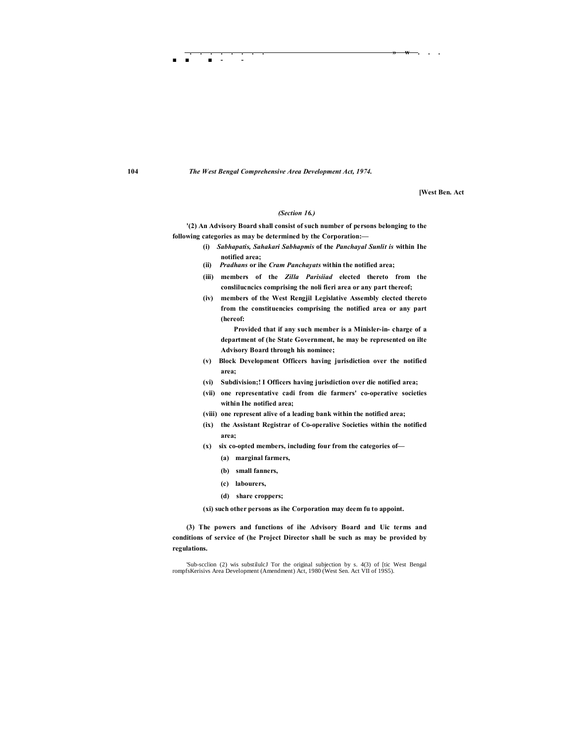[West Ben. Act

*(Section 16.)*

'(2) An Advisory Board shall consist of such number of persons belonging to the following categories as may be determined by the Corporation:—

(i) *Sabhapatis, Sahakari Sabhapmis* of the *Panchayal Sunlit is* within Ihe notified area;

(ii) *Pradhans* or ihe *Cram Panchayats* within the notified area;

(iii) members of the *Zilla Parisiiad* elected thereto from the conslilucncics comprising the noli fieri area or any part thereof;

(iv) members of the West Rengjil Legislative Assembly clected thereto from the constituencies comprising the notified area or any part (hereof:

Provided that if any such member is a Minisler-in- charge of a department of (he State Government, he may be represented on ilte Advisory Board through his nominee;

(v) Block Development Officers having jurisdiction over the notified area;

(vi) Subdivision;! I Officers having jurisdiction over die notified area;

(vii) one representative cadi from die farmers' co-operative societies within Ihe notified area;

(viii) one represent alive of a leading bank within the notified area;

(ix) the Assistant Registrar of Co-operalive Societies within the notified area;

(x) six co-opted members, including four from the categories of—

(a) marginal farmers,

(b) small fanners,

(c) labourers,

(d) share croppers;

(xi) such other persons as ihe Corporation may deem fu to appoint.

(3) The powers and functions of ihe Advisory Board and Uic terms and conditions of service of (he Project Director shall be such as may be provided by regulations.

'Sub-scclion (2) wis substilulcJ Tor the original subjection by s. 4(3) of [tic West Bengal rompfsKerisivs Area Development (Amendment) Act, 1980 (West Sen. Act VII of 19S5).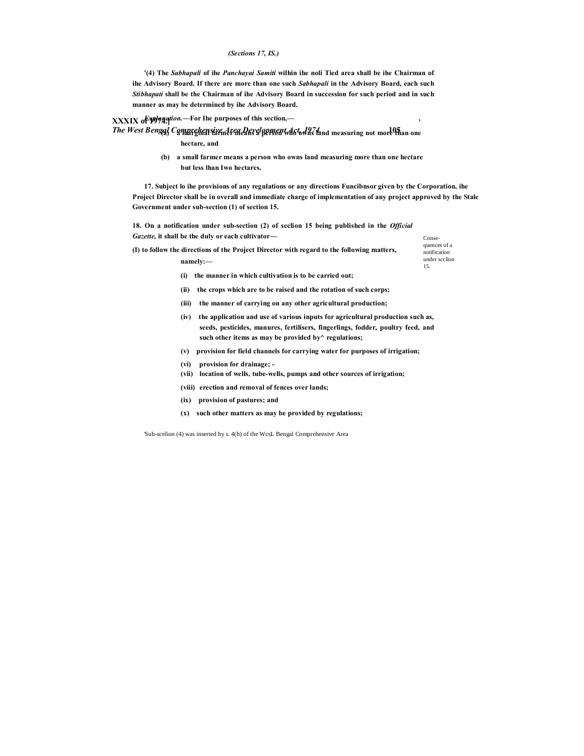(Sections 17, 18.)

'(4) The *Sabhapati* of the *Panchayat Samiti* within the notified area shall be the Chairman of the Advisory Board. If there are more than one such *Sabhapati* in the Advisory Board, each such *Sabhapati* shall be the Chairman of the Advisory Board in succession for such period and in such manner as may be determined by the Advisory Board.

*Explanation.*—For the purposes of this section,—

(a) a marginal farmer means a person who owns land measuring not more than one hectare, and

(b) a small farmer means a person who owns land measuring more than one hectare but less than two hectares.

17. Subject to the provisions of any regulations or any directions Functions given by the Corporation, the Project Director shall be in overall and immediate charge of implementation of any project approved by the State Government under sub-section (1) of section 15.

18. On a notification under sub-section (2) of section 15 being published in the *Official Gazette,* it shall be the duty of each cultivator—

Consequences of a notification under section 15.

(1) to follow the directions of the Project Director with regard to the following matters, namely:—

(i) the manner in which cultivation is to be carried out;

(ii) the crops which are to be raised and the rotation of such corps;

(iii) the manner of carrying on any other agricultural production;

(iv) the application and use of various inputs for agricultural production such as, seeds, pesticides, manures, fertilisers, fingerlings, fodder, poultry feed, and such other items as may be provided by regulations;

(v) provision for field channels for carrying water for purposes of irrigation;

(vi) provision for drainage;

(vii) location of wells, tube-wells, pumps and other sources of irrigation;

(viii) erection and removal of fences over lands;

(ix) provision of pastures; and

(x) such other matters as may be provided by regulations;

'Sub-section (4) was inserted by s. 4(b) of the West Bengal Comprehensive Area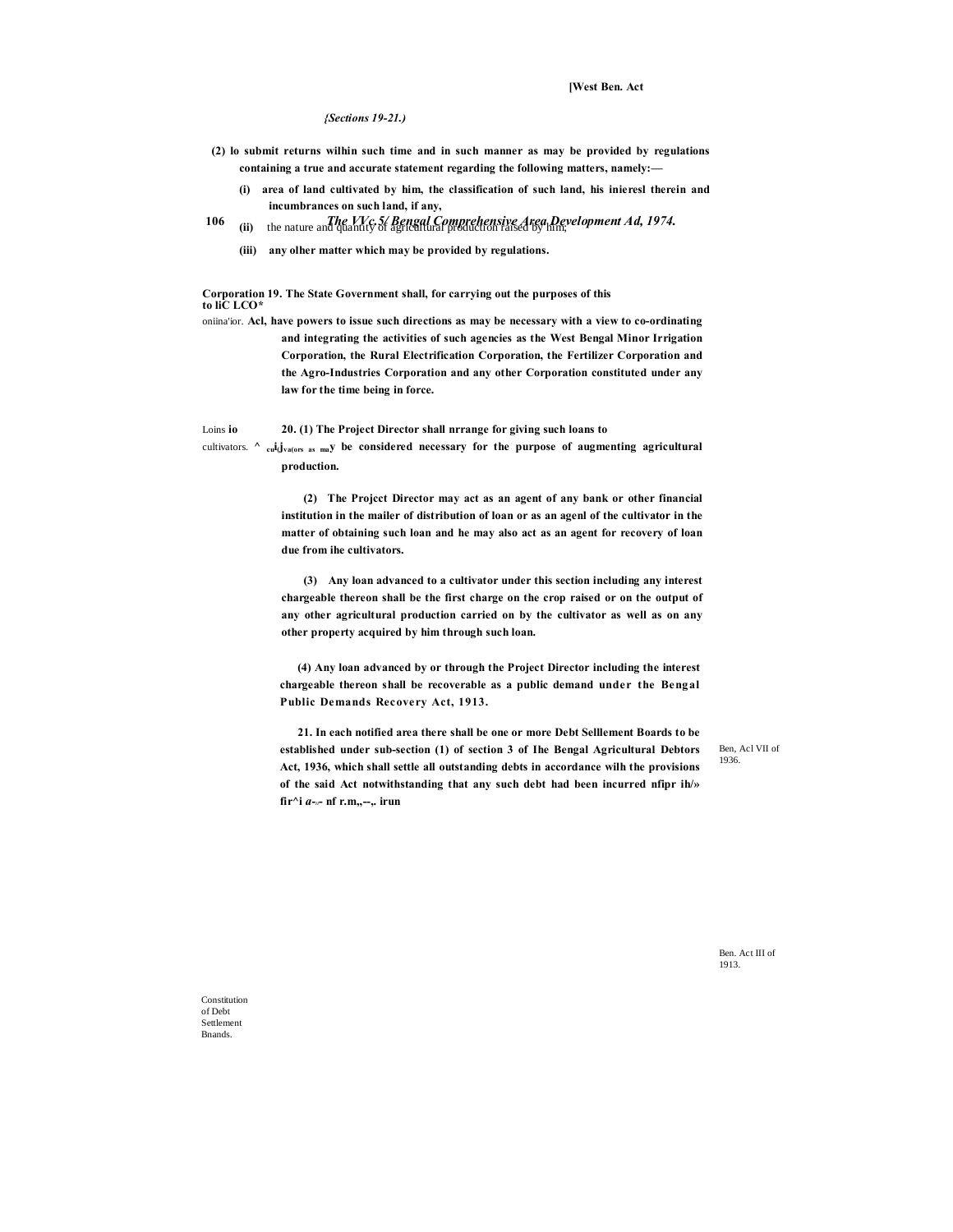*(Sections 19-21.)*

**(2) lo submit returns wilhin such time and in such manner as may be provided by regulations containing a true and accurate statement regarding the following matters, namely:—**

**(i) area of land cultivated by him, the classification of such land, his inieresl therein and incumbrances on such land, if any,**

**(ii)** the nature and quantity of agricultural production raised by him;

**(iii) any olher matter which may be provided by regulations.**

Corporation to liC LCO* oniina'ior.

**19. The State Government shall, for carrying out the purposes of this Acl, have powers to issue such directions as may be necessary with a view to co-ordinating and integrating the activities of such agencies as the West Bengal Minor Irrigation Corporation, the Rural Electrification Corporation, the Fertilizer Corporation and the Agro-Industries Corporation and any other Corporation constituted under any law for the time being in force.**

Loins io cultivators.

**20. (1) The Project Director shall nrrange for giving such loans to cultivators as may be considered necessary for the purpose of augmenting agricultural production.**

**(2) The Projcct Director may act as an agent of any bank or other financial institution in the mailer of distribution of loan or as an agenl of the cultivator in the matter of obtaining such loan and he may also act as an agent for recovery of loan due from ihe cultivators.**

**(3) Any loan advanced to a cultivator under this section including any interest chargeable thereon shall be the first charge on the crop raised or on the output of any other agricultural production carried on by the cultivator as well as on any other property acquired by him through such loan.**

**(4) Any loan advanced by or through the Project Director including the interest chargeable thereon shall be recoverable as a public demand under the Bengal Public Demands Recovery Act, 1913.**

Ben. Act III of 1913.

Constitution of Debt Settlement Bnands.

**21. In each notified area there shall be one or more Debt Selllement Boards to be established under sub-section (1) of section 3 of Ihe Bengal Agricultural Debtors Act, 1936, which shall settle all outstanding debts in accordance wilh the provisions of the said Act notwithstanding that any such debt had been incurred nfipr ih/» fir^i a-- nf r.m,,--,. irun**

Ben, Acl VII of 1936.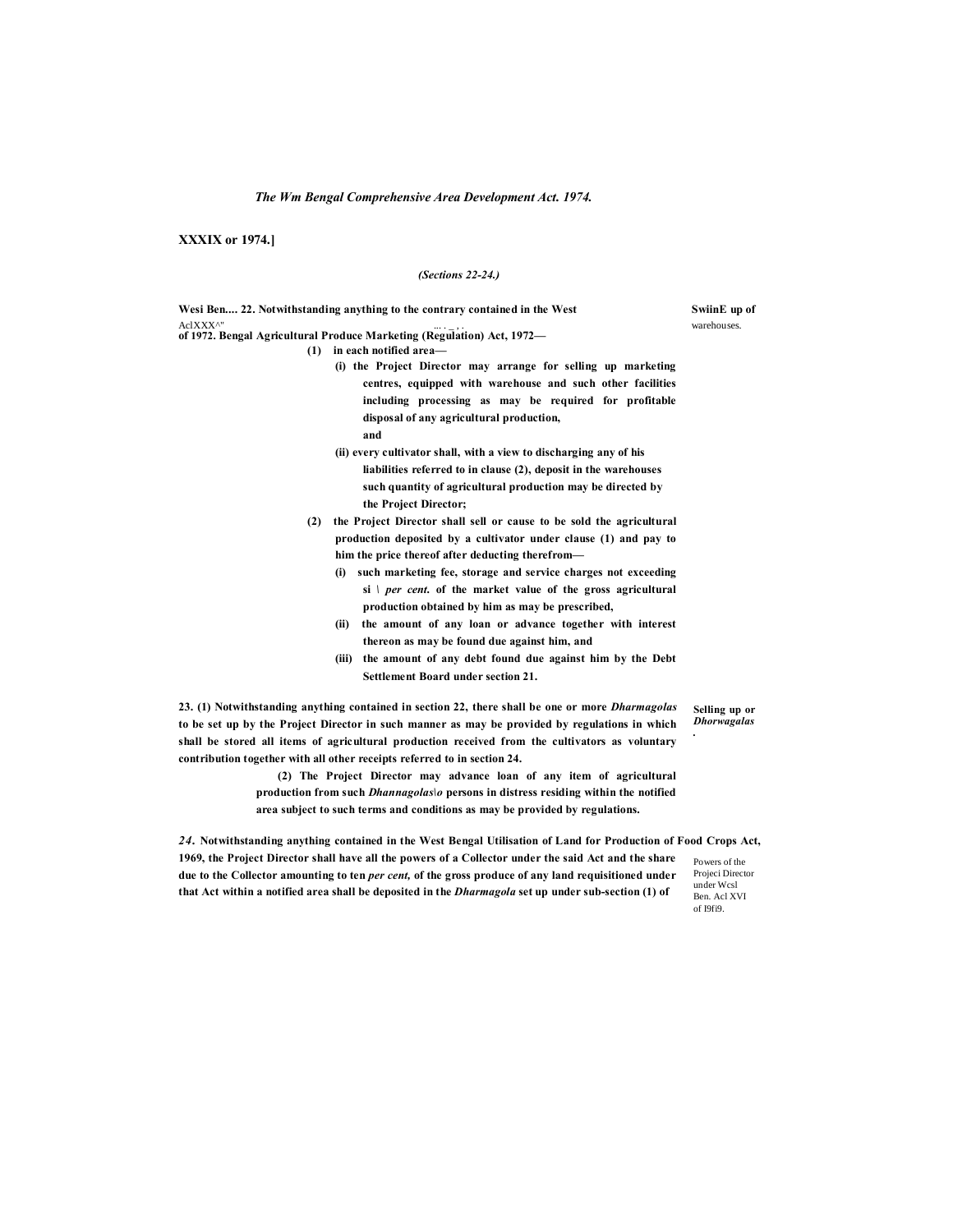*The Wm Bengal Comprehensive Area Development Act. 1974.*

**XXXIX or 1974.]**

*(Sections 22-24.)*

**SwiinE up of** warehouses.

**Wesi Ben.... 22. Notwithstanding anything to the contrary contained in the West** AclXXX^" of 1972. **Bengal Agricultural Produce Marketing (Regulation) Act, 1972—**

**(1) in each notified area—**

**(i) the Project Director may arrange for selling up marketing centres, equipped with warehouse and such other facilities including processing as may be required for profitable disposal of any agricultural production,**

**and**

**(ii) every cultivator shall, with a view to discharging any of his liabilities referred to in clause (2), deposit in the warehouses such quantity of agricultural production may be directed by the Project Director;**

**(2) the Project Director shall sell or cause to be sold the agricultural production deposited by a cultivator under clause (1) and pay to him the price thereof after deducting therefrom—**

**(i) such marketing fee, storage and service charges not exceeding si \ *per cent.* of the market value of the gross agricultural production obtained by him as may be prescribed,**

**(ii) the amount of any loan or advance together with interest thereon as may be found due against him, and**

**(iii) the amount of any debt found due against him by the Debt Settlement Board under section 21.**

**Selling up or *Dhorwagalas*.**

**23. (1) Notwithstanding anything contained in section 22, there shall be one or more *Dharmagolas* to be set up by the Project Director in such manner as may be provided by regulations in which shall be stored all items of agricultural production received from the cultivators as voluntary contribution together with all other receipts referred to in section 24.**

**(2) The Project Director may advance loan of any item of agricultural production from such *Dhannagolas\o* persons in distress residing within the notified area subject to such terms and conditions as may be provided by regulations.**

Powers of the Projeci Director under Wcsl Ben. Acl XVI of I9fi9.

***24*. Notwithstanding anything contained in the West Bengal Utilisation of Land for Production of Food Crops Act, 1969, the Project Director shall have all the powers of a Collector under the said Act and the share due to the Collector amounting to ten *per cent,* of the gross produce of any land requisitioned under that Act within a notified area shall be deposited in the *Dharmagola* set up under sub-section (1) of**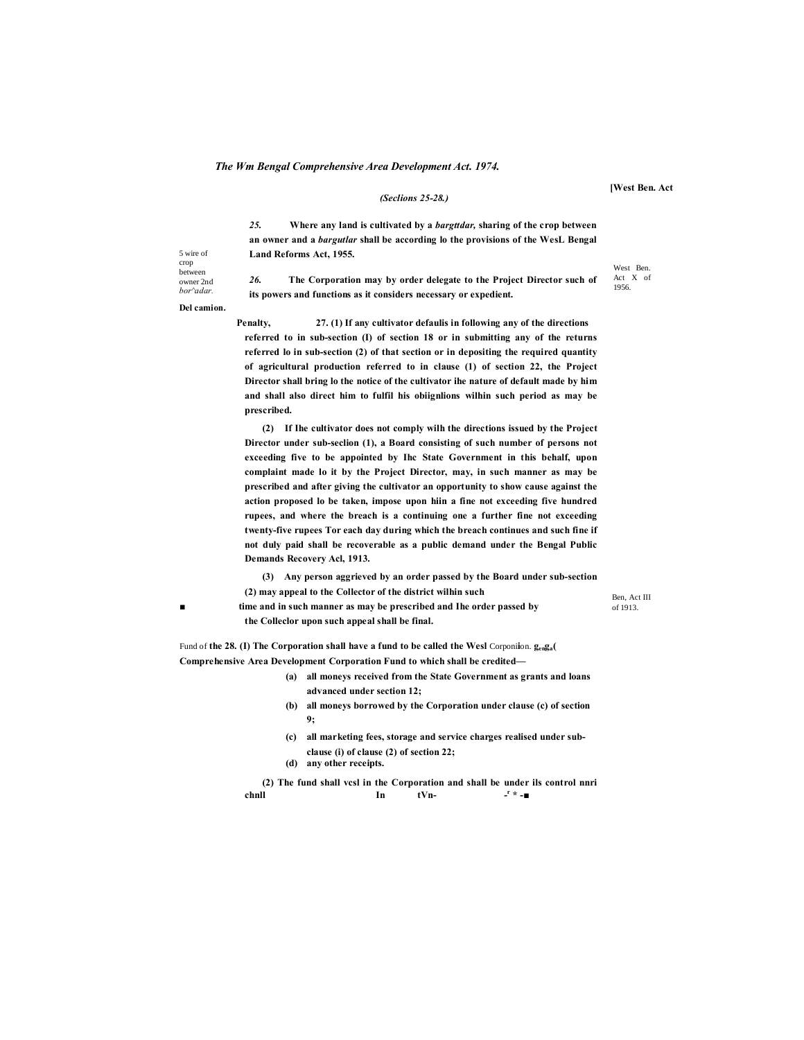*(Seclions 25-28.)*

*25.* **Where any land is cultivated by a *bargttdar,* sharing of the crop between an owner and a *bargutlar* shall be according lo the provisions of the WesL Bengal Land Reforms Act, 1955.**

5 wire of crop between owner 2nd *bor'adar.*

West Ben. Act X of 1956.

*26.* **The Corporation may by order delegate to the Project Director such of its powers and functions as it considers necessary or expedient.**

**Del camion.**

**Penalty, 27. (1) If any cultivator defaulis in following any of the directions referred to in sub-section (I) of section 18 or in submitting any of the returns referred lo in sub-section (2) of that section or in depositing the required quantity of agricultural production referred to in clause (1) of section 22, the Project Director shall bring lo the notice of the cultivator ihe nature of default made by him and shall also direct him to fulfil his obiignlions wilhin such period as may be prescribed.**

**(2) If Ihe cultivator does not comply wilh the directions issued by the Project Director under sub-seclion (1), a Board consisting of such number of persons not exceeding five to be appointed by Ihc State Government in this behalf, upon complaint made lo it by the Project Director, may, in such manner as may be prescribed and after giving the cultivator an opportunity to show cause against the action proposed lo be taken, impose upon hiin a fine not exceeding five hundred rupees, and where the breach is a continuing one a further fine not exceeding twenty-five rupees Tor each day during which the breach continues and such fine if not duly paid shall be recoverable as a public demand under the Bengal Public Demands Recovery Acl, 1913.**

**(3) Any person aggrieved by an order passed by the Board under sub-section (2) may appeal to the Collector of the district wilhin such time and in such manner as may be prescribed and Ihe order passed by the Colleclor upon such appeal shall be final.**

Ben, Act III of 1913.

Fund of **the 28. (I) The Corporation shall have a fund to be called the Wesl** Corponiion. **Comprehensive Area Development Corporation Fund to which shall be credited—**

**(a) all moneys received from the State Government as grants and loans advanced under section 12;**

**(b) all moneys borrowed by the Corporation under clause (c) of section 9;**

**(c) all marketing fees, storage and service charges realised under sub-clause (i) of clause (2) of section 22;**

**(d) any other receipts.**

**(2) The fund shall vcsl in the Corporation and shall be under ils control nnri chnll In tVn-**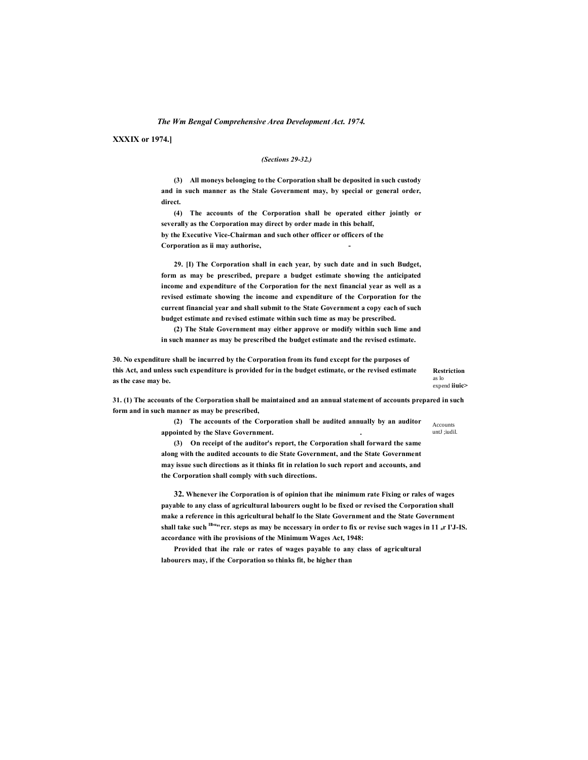*(Sections 29-32.)*

(3) All moneys belonging to the Corporation shall be deposited in such custody and in such manner as the Stale Government may, by special or general order, direct.

(4) The accounts of the Corporation shall be operated either jointly or severally as the Corporation may direct by order made in this behalf, by the Executive Vice-Chairman and such other officer or officers of the Corporation as ii may authorise, -

29. [I) The Corporation shall in each year, by such date and in such Budget, form as may be prescribed, prepare a budget estimate showing the anticipated income and expenditure of the Corporation for the next financial year as well as a revised estimate showing the income and expenditure of the Corporation for the current financial year and shall submit to the State Government a copy each of such budget estimate and revised estimate within such time as may be prescribed.

(2) The Stale Government may either approve or modify within such lime and in such manner as may be prescribed the budget estimate and the revised estimate.

**Restriction** as lo expend **iiuic>**

30. No expenditure shall be incurred by the Corporation from its fund except for the purposes of this Act, and unless such expenditure is provided for in the budget estimate, or the revised estimate as the case may be.

Accounts untJ ;iudil.

31. (1) The accounts of the Corporation shall be maintained and an annual statement of accounts prepared in such form and in such manner as may be prescribed,

(2) The accounts of the Corporation shall be audited annually by an auditor appointed by the Slave Government. .

(3) On receipt of the auditor's report, the Corporation shall forward the same along with the audited accounts to die State Government, and the State Government may issue such directions as it thinks fit in relation lo such report and accounts, and the Corporation shall comply with such directions.

**32.** Whenever ihe Corporation is of opinion that ihe minimum rate Fixing or rales of wages payable to any class of agricultural labourers ought lo be fixed or revised the Corporation shall make a reference in this agricultural behalf lo the Slate Government and the State Government shall take such [lbu"]rcr. steps as may be nccessary in order to fix or revise such wages in 11 ar I'J-IS. accordance with ihe provisions of the Minimum Wages Act, 1948:

Provided that ihe rale or rates of wages payable to any class of agricultural labourers may, if the Corporation so thinks fit, be higher than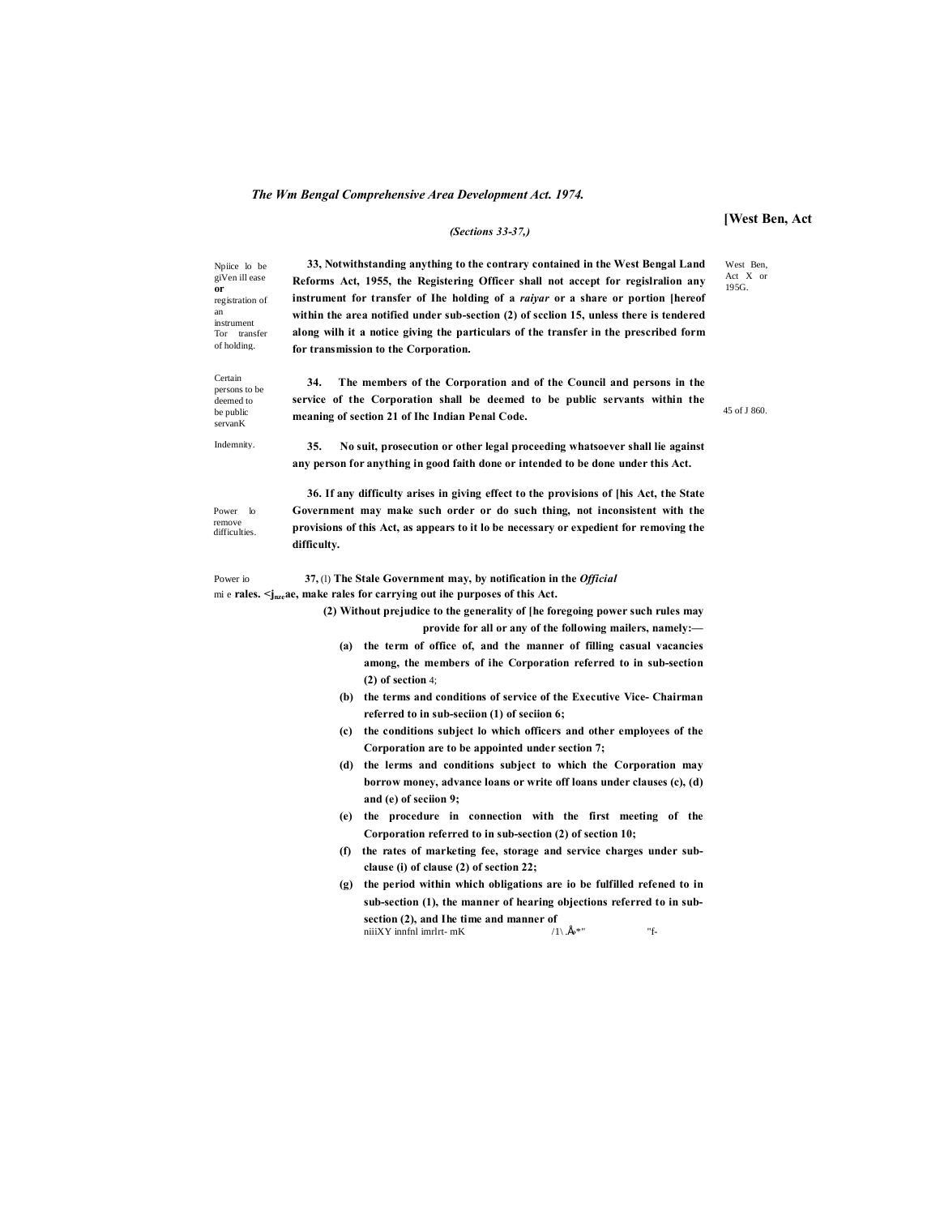*(Sections 33-37,)*

Npiice lo be giVen ill ease or registration of an instrument Tor transfer of holding.

**33, Notwithstanding anything to the contrary contained in the West Bengal Land Reforms Act, 1955, the Registering Officer shall not accept for regislralion any instrument for transfer of Ihe holding of a *raiyar* or a share or portion [hereof within the area notified under sub-section (2) of scclion 15, unless there is tendered along wilh it a notice giving the particulars of the transfer in the prescribed form for transmission to the Corporation.**

West Ben, Act X or 195G.

Certain persons to be deemed to be public servanK

**34. The members of the Corporation and of the Council and persons in the service of the Corporation shall be deemed to be public servants within the meaning of section 21 of Ihc Indian Penal Code.**

45 of J 860.

Indemnity.

**35. No suit, prosecution or other legal proceeding whatsoever shall lie against any person for anything in good faith done or intended to be done under this Act.**

Power lo remove difficulties.

**36. If any difficulty arises in giving effect to the provisions of [his Act, the State Government may make such order or do such thing, not inconsistent with the provisions of this Act, as appears to it lo be necessary or expedient for removing the difficulty.**

Power io mi e rales.

**37,** (l) **The Stale Government may, by notification in the *Official* <jmzeae, make rales for carrying out ihe purposes of this Act.**

**(2) Without prejudice to the generality of [he foregoing power such rules may provide for all or any of the following mailers, namely:—**

**(a) the term of office of, and the manner of filling casual vacancies among, the members of ihe Corporation referred to in sub-section (2) of section** 4;

**(b) the terms and conditions of service of the Executive Vice- Chairman referred to in sub-seciion (1) of seciion 6;**

**(c) the conditions subject lo which officers and other employees of the Corporation are to be appointed under section 7;**

**(d) the lerms and conditions subject to which the Corporation may borrow money, advance loans or write off loans under clauses (c), (d) and (e) of seciion 9;**

**(e) the procedure in connection with the first meeting of the Corporation referred to in sub-section (2) of section 10;**

**(f) the rates of marketing fee, storage and service charges under sub-clause (i) of clause (2) of section 22;**

**(g) the period within which obligations are io be fulfilled refened to in sub-section (1), the manner of hearing objections referred to in sub-section (2), and Ihe time and manner of**

niiiXY innfnl imrlrt- mK /1\ .Å\*" "f-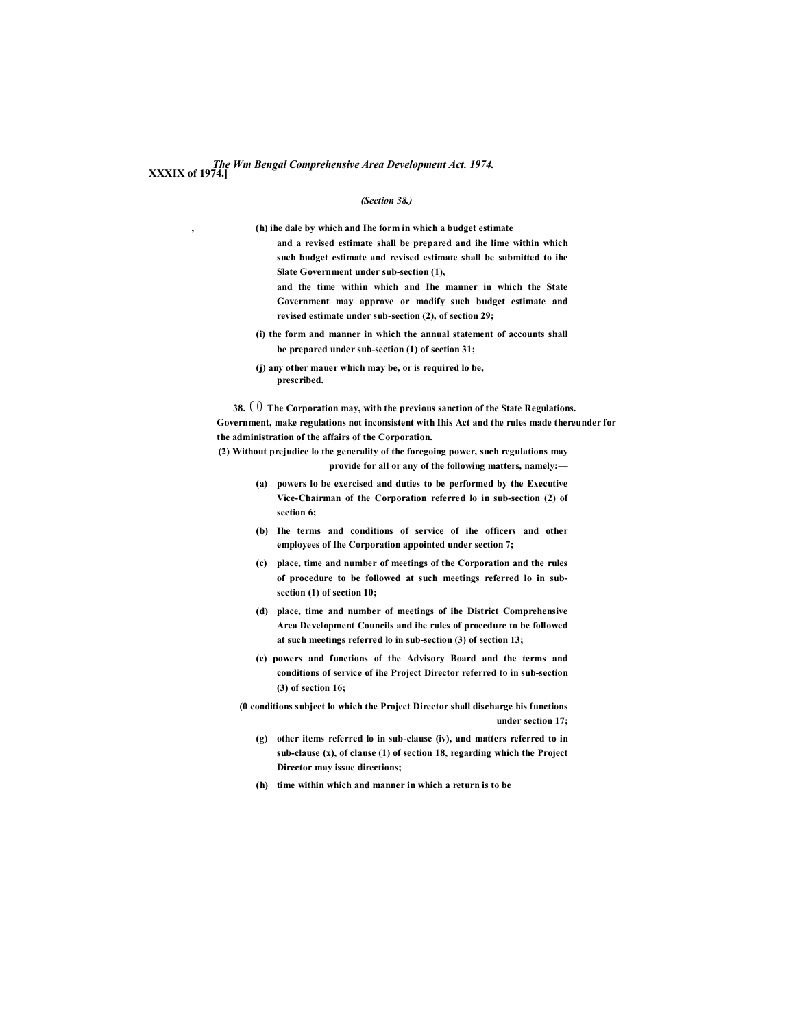*(Section 38.)*

(h) ihe dale by which and Ihe form in which a budget estimate and a revised estimate shall be prepared and ihe lime within which such budget estimate and revised estimate shall be submitted to ihe Slate Government under sub-section (1),
and the time within which and Ihe manner in which the State Government may approve or modify such budget estimate and revised estimate under sub-section (2), of section 29;

(i) the form and manner in which the annual statement of accounts shall be prepared under sub-section (1) of section 31;

(j) any other mauer which may be, or is required lo be, prescribed.

**Regulations.**

38. (1) The Corporation may, with the previous sanction of the State Government, make regulations not inconsistent with Ihis Act and the rules made thereunder for the administration of the affairs of the Corporation.

(2) Without prejudice lo the generality of the foregoing power, such regulations may provide for all or any of the following matters, namely:—

(a) powers lo be exercised and duties to be performed by the Executive Vice-Chairman of the Corporation referred lo in sub-section (2) of section 6;

(b) Ihe terms and conditions of service of ihe officers and other employees of Ihe Corporation appointed under section 7;

(c) place, time and number of meetings of the Corporation and the rules of procedure to be followed at such meetings referred lo in sub-section (1) of section 10;

(d) place, time and number of meetings of ihe District Comprehensive Area Development Councils and ihe rules of procedure to be followed at such meetings referred lo in sub-section (3) of section 13;

(c) powers and functions of the Advisory Board and the terms and conditions of service of ihe Project Director referred to in sub-section (3) of section 16;

(0 conditions subject lo which the Project Director shall discharge his functions under section 17;

(g) other items referred lo in sub-clause (iv), and matters referred to in sub-clause (x), of clause (1) of section 18, regarding which the Project Director may issue directions;

(h) time within which and manner in which a return is to be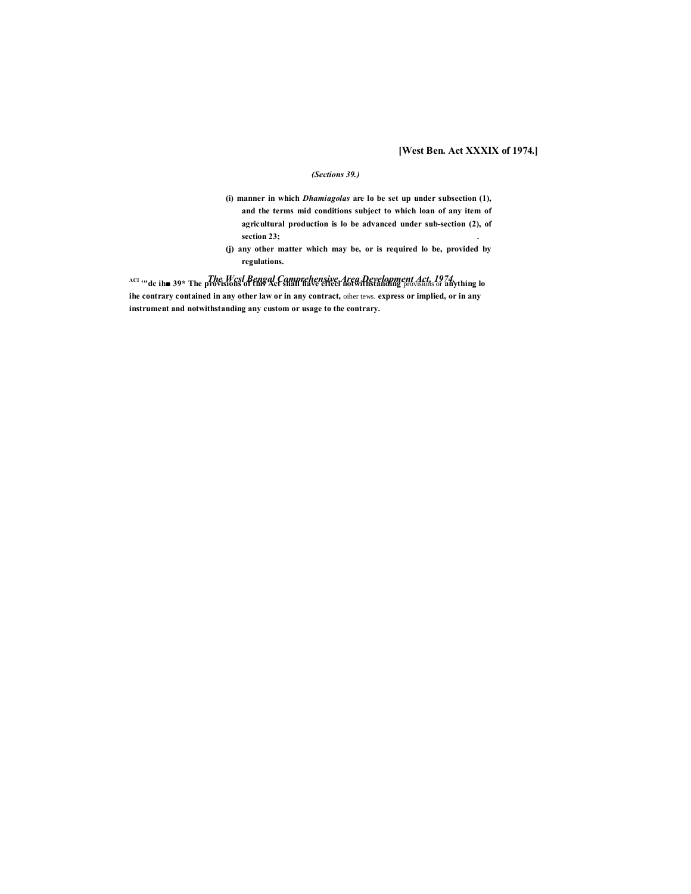(i) manner in which *Dhamiagolas* are lo be set up under subsection (1), and the terms mid conditions subject to which loan of any item of agricultural production is lo be advanced under sub-section (2), of section 23;

(j) any other matter which may be, or is required lo be, provided by regulations.

ACI '"dc ih■ provisions or oiher tews.

**39.** The provisions of this Act shall have effect notwithstanding anything lo ihe contrary contained in any other law or in any contract, express or implied, or in any instrument and notwithstanding any custom or usage to the contrary.